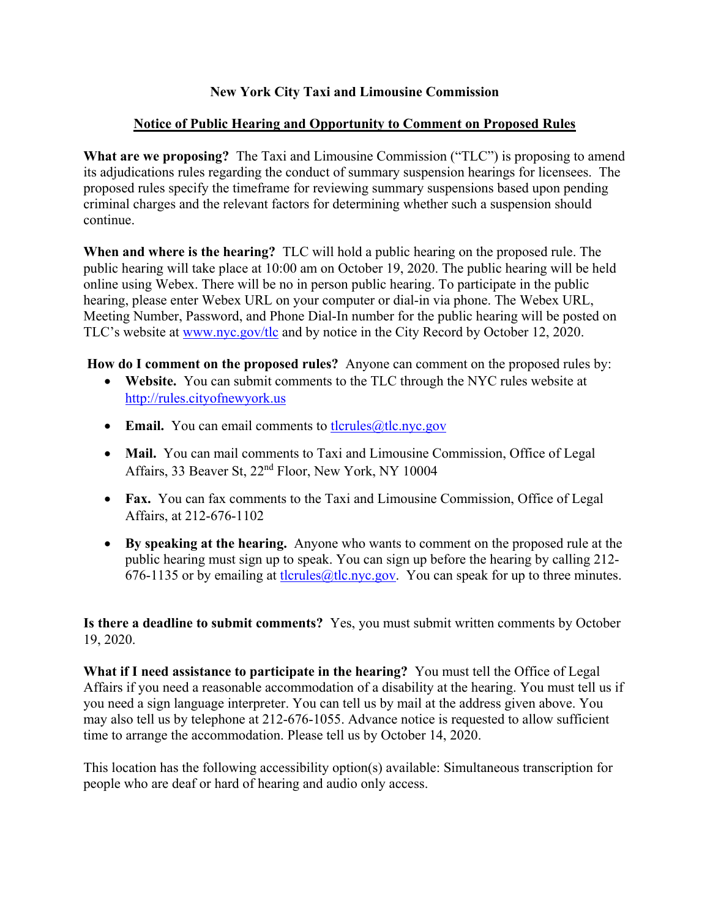# New York City Taxi and Limousine Commission

## Notice of Public Hearing and Opportunity to Comment on Proposed Rules

**What are we proposing?** The Taxi and Limousine Commission ("TLC") is proposing to amend its adjudications rules regarding the conduct of summary suspension hearings for licensees. The proposed rules specify the timeframe for reviewing summary suspensions based upon pending criminal charges and the relevant factors for determining whether such a suspension should continue.

**When and where is the hearing?** TLC will hold a public hearing on the proposed rule. The public hearing will take place at 10:00 am on October 19, 2020. The public hearing will be held online using Webex. There will be no in person public hearing. To participate in the public hearing, please enter Webex URL on your computer or dial-in via phone. The Webex URL, Meeting Number, Password, and Phone Dial-In number for the public hearing will be posted on TLC's website at www.nyc.gov/tlc and by notice in the City Record by October 12, 2020.

**How do I comment on the proposed rules?** Anyone can comment on the proposed rules by:

- **Website.** You can submit comments to the TLC through the NYC rules website at http://rules.cityofnewyork.us
- **Email.** You can email comments to tlcrules@tlc.nyc.gov
- **Mail.** You can mail comments to Taxi and Limousine Commission, Office of Legal Affairs, 33 Beaver St, 22nd Floor, New York, NY 10004
- **Fax.** You can fax comments to the Taxi and Limousine Commission, Office of Legal Affairs, at 212-676-1102
- **By speaking at the hearing.** Anyone who wants to comment on the proposed rule at the public hearing must sign up to speak. You can sign up before the hearing by calling 212-676-1135 or by emailing at tlcrules@tlc.nyc.gov. You can speak for up to three minutes.

**Is there a deadline to submit comments?** Yes, you must submit written comments by October 19, 2020.

**What if I need assistance to participate in the hearing?** You must tell the Office of Legal Affairs if you need a reasonable accommodation of a disability at the hearing. You must tell us if you need a sign language interpreter. You can tell us by mail at the address given above. You may also tell us by telephone at 212-676-1055. Advance notice is requested to allow sufficient time to arrange the accommodation. Please tell us by October 14, 2020.

This location has the following accessibility option(s) available: Simultaneous transcription for people who are deaf or hard of hearing and audio only access.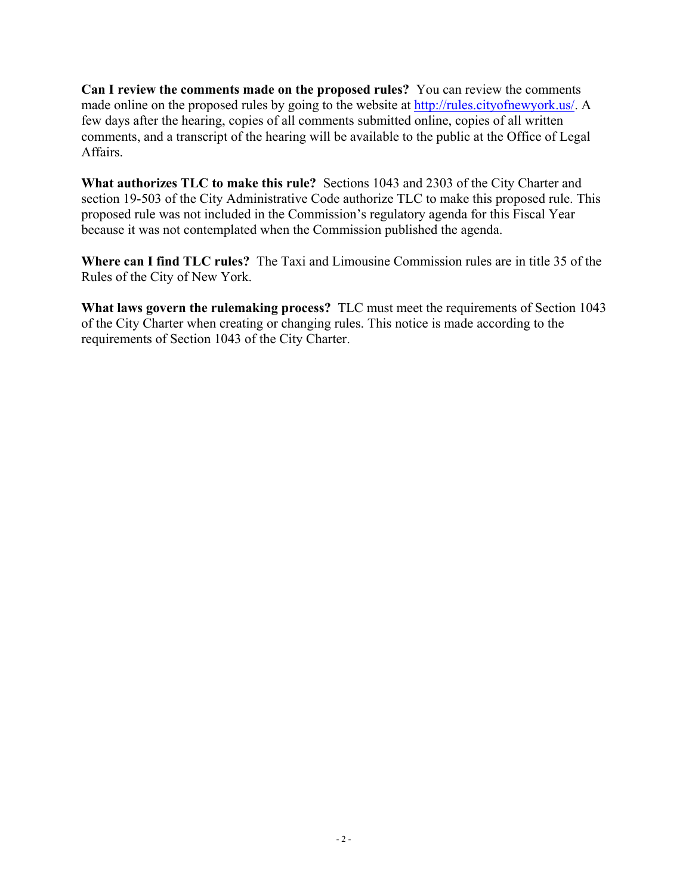**Can I review the comments made on the proposed rules?** You can review the comments made online on the proposed rules by going to the website at http://rules.cityofnewyork.us/. A few days after the hearing, copies of all comments submitted online, copies of all written comments, and a transcript of the hearing will be available to the public at the Office of Legal Affairs.

**What authorizes TLC to make this rule?** Sections 1043 and 2303 of the City Charter and section 19-503 of the City Administrative Code authorize TLC to make this proposed rule. This proposed rule was not included in the Commission's regulatory agenda for this Fiscal Year because it was not contemplated when the Commission published the agenda.

**Where can I find TLC rules?** The Taxi and Limousine Commission rules are in title 35 of the Rules of the City of New York.

**What laws govern the rulemaking process?** TLC must meet the requirements of Section 1043 of the City Charter when creating or changing rules. This notice is made according to the requirements of Section 1043 of the City Charter.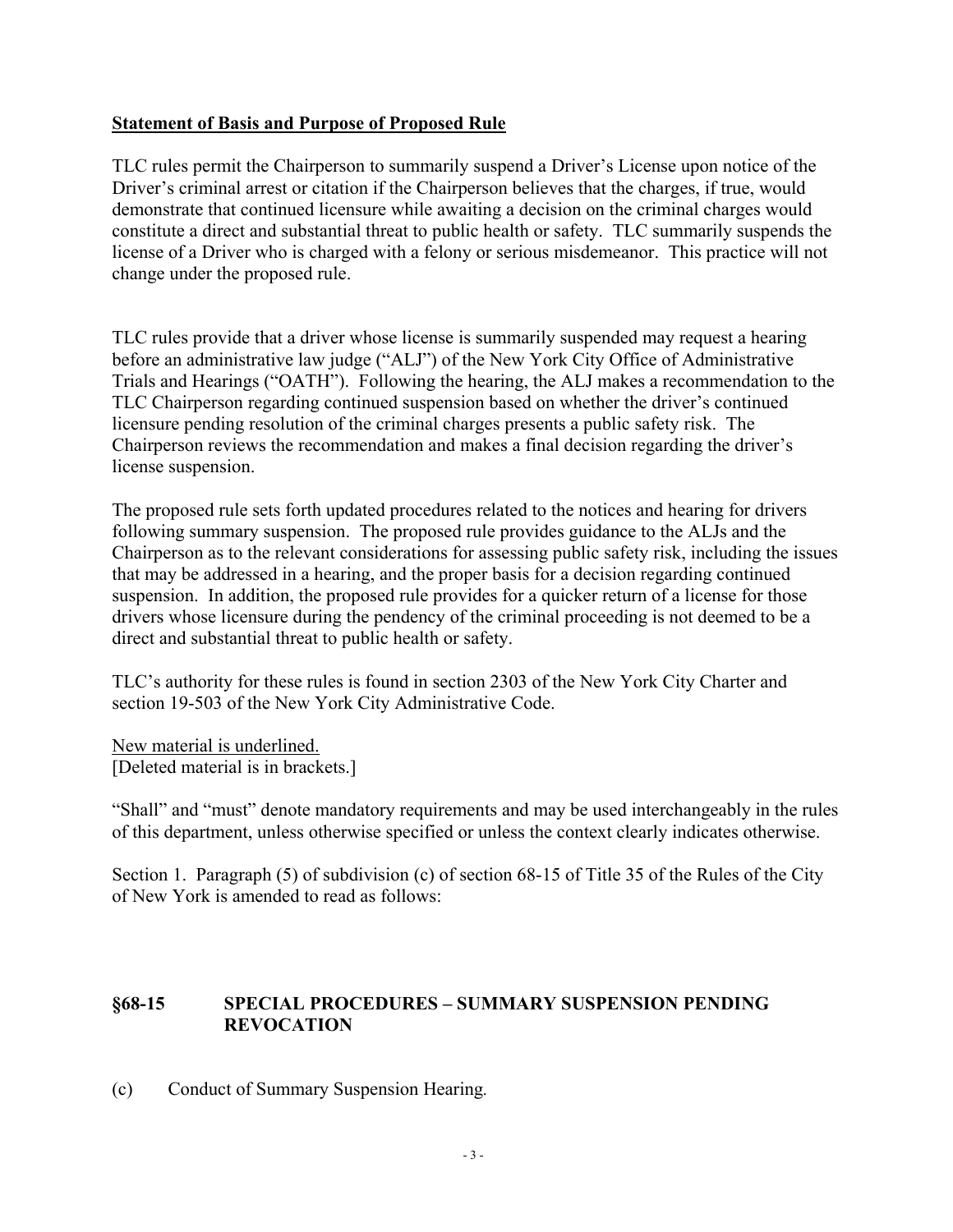**Statement of Basis and Purpose of Proposed Rule**

TLC rules permit the Chairperson to summarily suspend a Driver's License upon notice of the Driver's criminal arrest or citation if the Chairperson believes that the charges, if true, would demonstrate that continued licensure while awaiting a decision on the criminal charges would constitute a direct and substantial threat to public health or safety. TLC summarily suspends the license of a Driver who is charged with a felony or serious misdemeanor. This practice will not change under the proposed rule.

TLC rules provide that a driver whose license is summarily suspended may request a hearing before an administrative law judge ("ALJ") of the New York City Office of Administrative Trials and Hearings ("OATH"). Following the hearing, the ALJ makes a recommendation to the TLC Chairperson regarding continued suspension based on whether the driver's continued licensure pending resolution of the criminal charges presents a public safety risk. The Chairperson reviews the recommendation and makes a final decision regarding the driver's license suspension.

The proposed rule sets forth updated procedures related to the notices and hearing for drivers following summary suspension. The proposed rule provides guidance to the ALJs and the Chairperson as to the relevant considerations for assessing public safety risk, including the issues that may be addressed in a hearing, and the proper basis for a decision regarding continued suspension. In addition, the proposed rule provides for a quicker return of a license for those drivers whose licensure during the pendency of the criminal proceeding is not deemed to be a direct and substantial threat to public health or safety.

TLC's authority for these rules is found in section 2303 of the New York City Charter and section 19-503 of the New York City Administrative Code.

New material is underlined.
[Deleted material is in brackets.]

"Shall" and "must" denote mandatory requirements and may be used interchangeably in the rules of this department, unless otherwise specified or unless the context clearly indicates otherwise.

Section 1. Paragraph (5) of subdivision (c) of section 68-15 of Title 35 of the Rules of the City of New York is amended to read as follows:

## §68-15 SPECIAL PROCEDURES – SUMMARY SUSPENSION PENDING REVOCATION

(c) Conduct of Summary Suspension Hearing.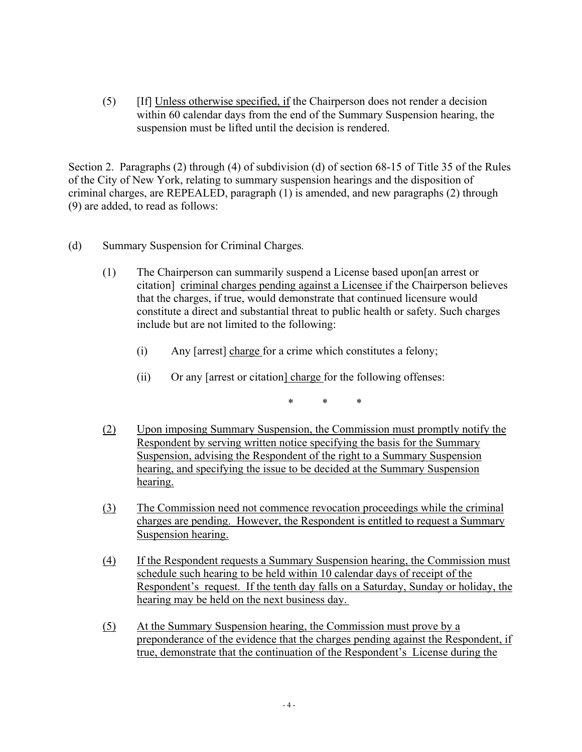(5) [If] Unless otherwise specified, if the Chairperson does not render a decision within 60 calendar days from the end of the Summary Suspension hearing, the suspension must be lifted until the decision is rendered.

Section 2. Paragraphs (2) through (4) of subdivision (d) of section 68-15 of Title 35 of the Rules of the City of New York, relating to summary suspension hearings and the disposition of criminal charges, are REPEALED, paragraph (1) is amended, and new paragraphs (2) through (9) are added, to read as follows:

(d) Summary Suspension for Criminal Charges.

(1) The Chairperson can summarily suspend a License based upon[an arrest or citation] criminal charges pending against a Licensee if the Chairperson believes that the charges, if true, would demonstrate that continued licensure would constitute a direct and substantial threat to public health or safety. Such charges include but are not limited to the following:

(i) Any [arrest] charge for a crime which constitutes a felony;

(ii) Or any [arrest or citation] charge for the following offenses:

\* \* \*

(2) Upon imposing Summary Suspension, the Commission must promptly notify the Respondent by serving written notice specifying the basis for the Summary Suspension, advising the Respondent of the right to a Summary Suspension hearing, and specifying the issue to be decided at the Summary Suspension hearing.

(3) The Commission need not commence revocation proceedings while the criminal charges are pending. However, the Respondent is entitled to request a Summary Suspension hearing.

(4) If the Respondent requests a Summary Suspension hearing, the Commission must schedule such hearing to be held within 10 calendar days of receipt of the Respondent's request. If the tenth day falls on a Saturday, Sunday or holiday, the hearing may be held on the next business day.

(5) At the Summary Suspension hearing, the Commission must prove by a preponderance of the evidence that the charges pending against the Respondent, if true, demonstrate that the continuation of the Respondent's License during the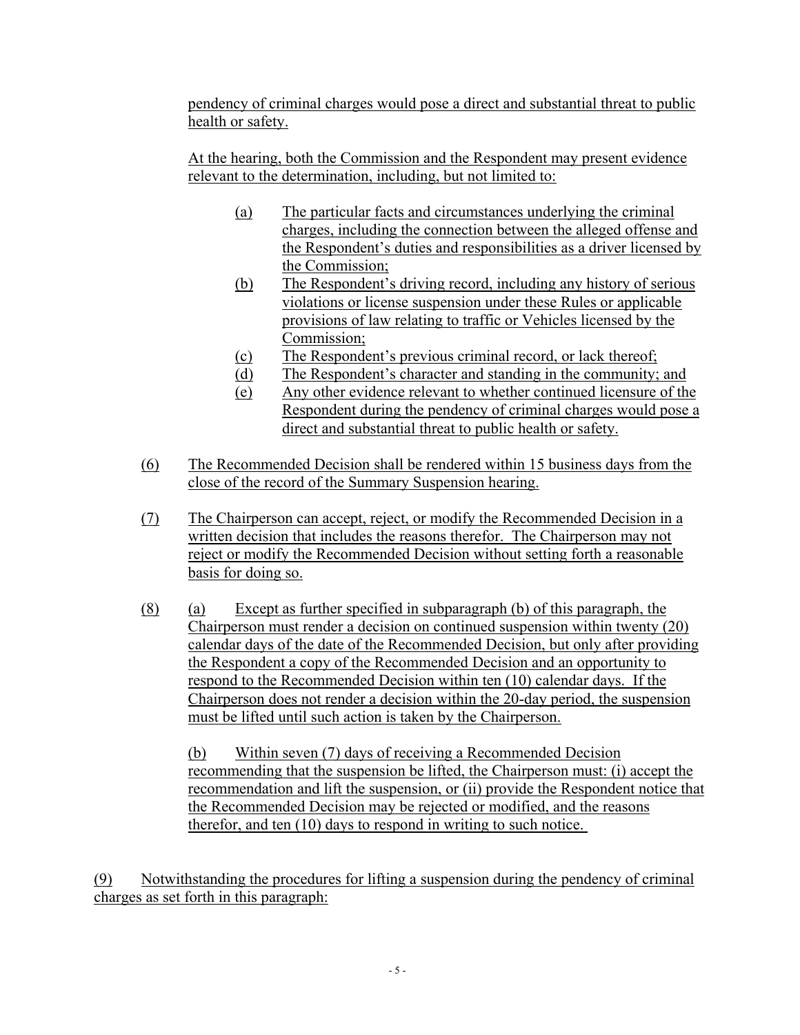pendency of criminal charges would pose a direct and substantial threat to public health or safety.

At the hearing, both the Commission and the Respondent may present evidence relevant to the determination, including, but not limited to:

(a) The particular facts and circumstances underlying the criminal charges, including the connection between the alleged offense and the Respondent's duties and responsibilities as a driver licensed by the Commission;

(b) The Respondent's driving record, including any history of serious violations or license suspension under these Rules or applicable provisions of law relating to traffic or Vehicles licensed by the Commission;

(c) The Respondent's previous criminal record, or lack thereof;

(d) The Respondent's character and standing in the community; and

(e) Any other evidence relevant to whether continued licensure of the Respondent during the pendency of criminal charges would pose a direct and substantial threat to public health or safety.

(6) The Recommended Decision shall be rendered within 15 business days from the close of the record of the Summary Suspension hearing.

(7) The Chairperson can accept, reject, or modify the Recommended Decision in a written decision that includes the reasons therefor. The Chairperson may not reject or modify the Recommended Decision without setting forth a reasonable basis for doing so.

(8) (a) Except as further specified in subparagraph (b) of this paragraph, the Chairperson must render a decision on continued suspension within twenty (20) calendar days of the date of the Recommended Decision, but only after providing the Respondent a copy of the Recommended Decision and an opportunity to respond to the Recommended Decision within ten (10) calendar days. If the Chairperson does not render a decision within the 20-day period, the suspension must be lifted until such action is taken by the Chairperson.

(b) Within seven (7) days of receiving a Recommended Decision recommending that the suspension be lifted, the Chairperson must: (i) accept the recommendation and lift the suspension, or (ii) provide the Respondent notice that the Recommended Decision may be rejected or modified, and the reasons therefor, and ten (10) days to respond in writing to such notice.

(9) Notwithstanding the procedures for lifting a suspension during the pendency of criminal charges as set forth in this paragraph: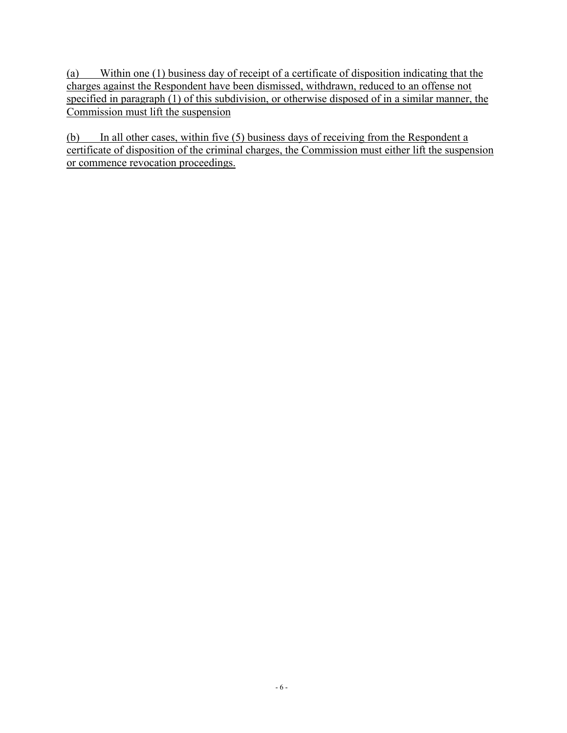(a) Within one (1) business day of receipt of a certificate of disposition indicating that the charges against the Respondent have been dismissed, withdrawn, reduced to an offense not specified in paragraph (1) of this subdivision, or otherwise disposed of in a similar manner, the Commission must lift the suspension

(b) In all other cases, within five (5) business days of receiving from the Respondent a certificate of disposition of the criminal charges, the Commission must either lift the suspension or commence revocation proceedings.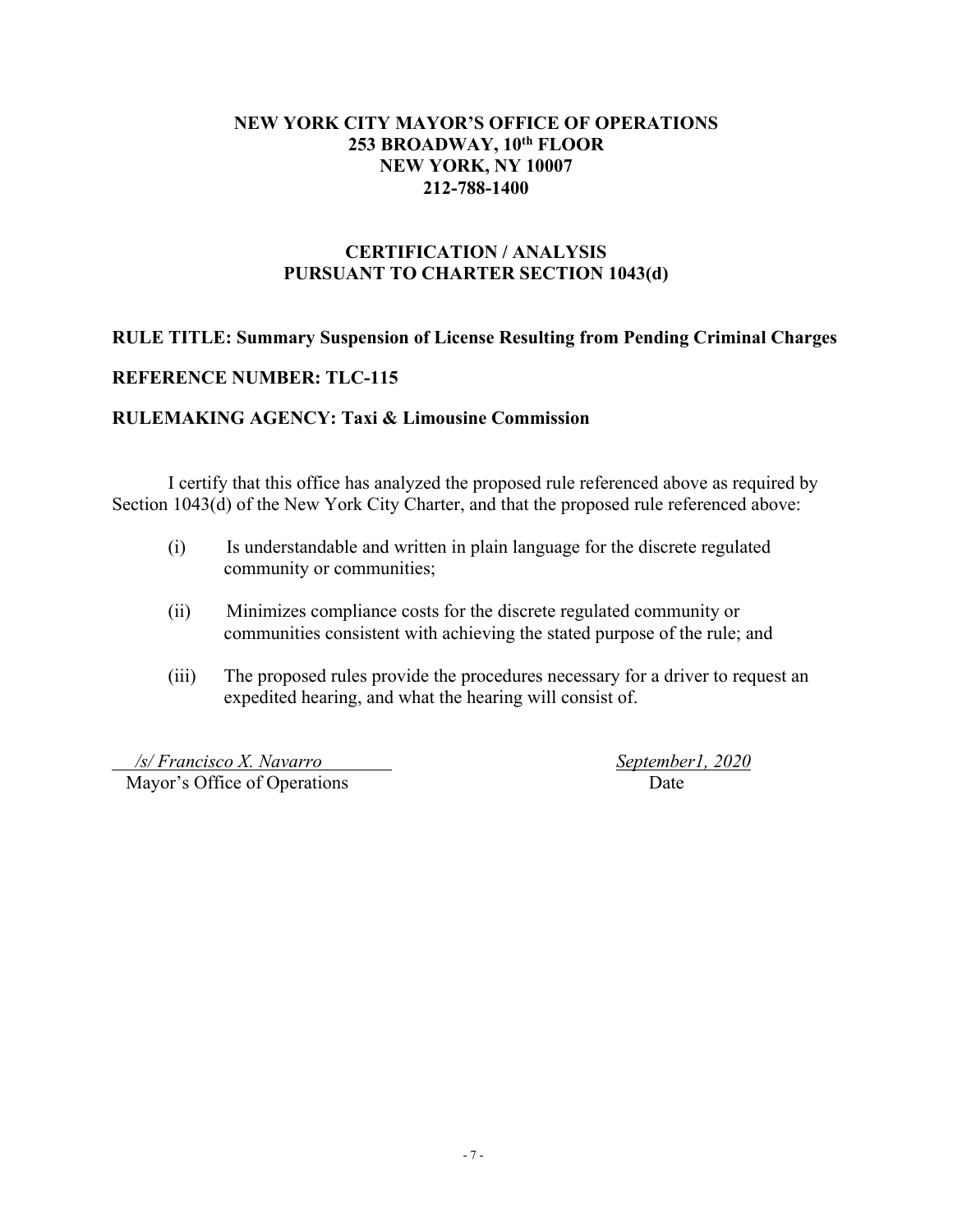**NEW YORK CITY MAYOR'S OFFICE OF OPERATIONS**
**253 BROADWAY, 10th FLOOR**
**NEW YORK, NY 10007**
**212-788-1400**

**CERTIFICATION / ANALYSIS**
**PURSUANT TO CHARTER SECTION 1043(d)**

**RULE TITLE: Summary Suspension of License Resulting from Pending Criminal Charges**

**REFERENCE NUMBER: TLC-115**

**RULEMAKING AGENCY: Taxi & Limousine Commission**

I certify that this office has analyzed the proposed rule referenced above as required by Section 1043(d) of the New York City Charter, and that the proposed rule referenced above:

(i) Is understandable and written in plain language for the discrete regulated community or communities;

(ii) Minimizes compliance costs for the discrete regulated community or communities consistent with achieving the stated purpose of the rule; and

(iii) The proposed rules provide the procedures necessary for a driver to request an expedited hearing, and what the hearing will consist of.

*/s/ Francisco X. Navarro*
Mayor's Office of Operations

*September1, 2020*
Date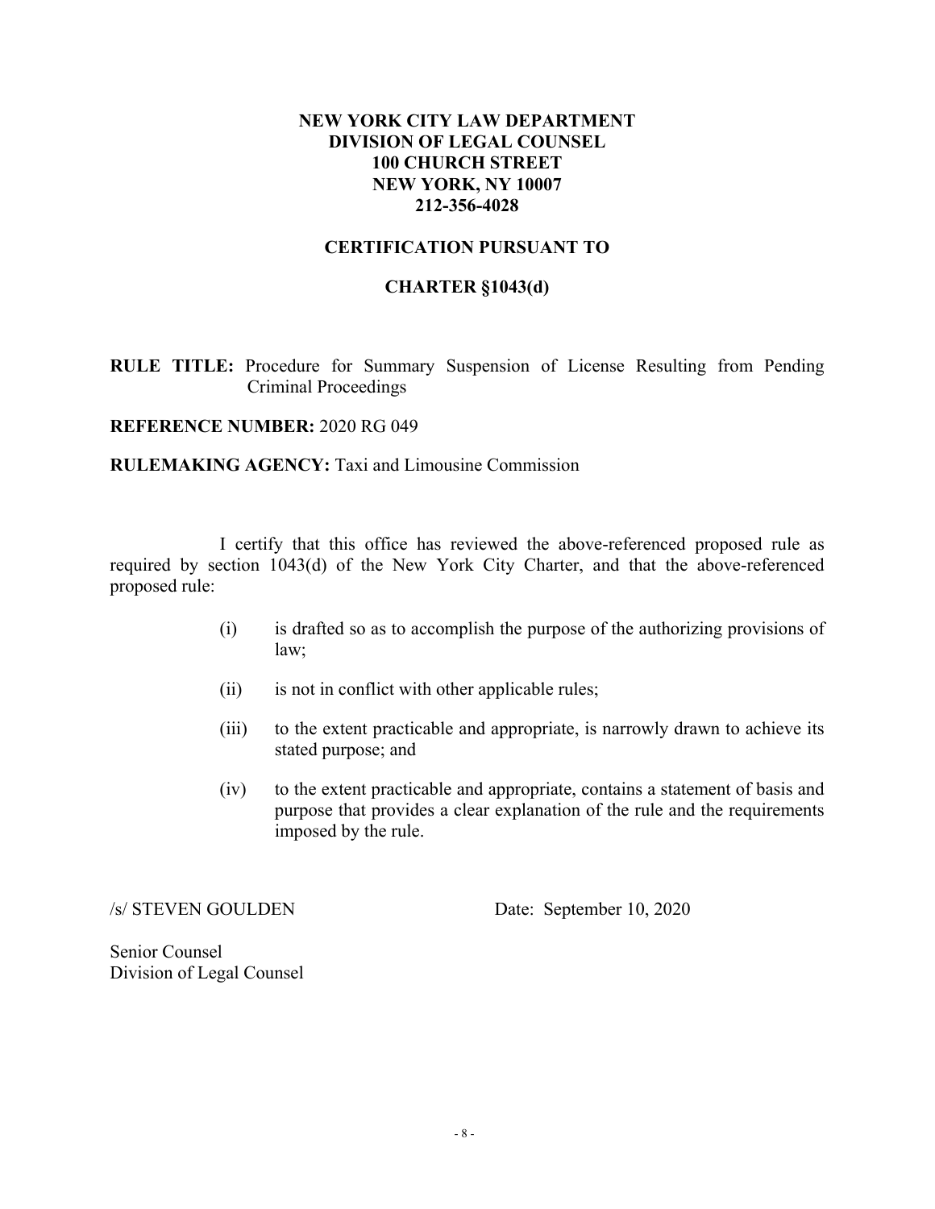**NEW YORK CITY LAW DEPARTMENT**
**DIVISION OF LEGAL COUNSEL**
**100 CHURCH STREET**
**NEW YORK, NY 10007**
**212-356-4028**

**CERTIFICATION PURSUANT TO**

**CHARTER §1043(d)**

**RULE TITLE:** Procedure for Summary Suspension of License Resulting from Pending Criminal Proceedings

**REFERENCE NUMBER:** 2020 RG 049

**RULEMAKING AGENCY:** Taxi and Limousine Commission

I certify that this office has reviewed the above-referenced proposed rule as required by section 1043(d) of the New York City Charter, and that the above-referenced proposed rule:

(i) is drafted so as to accomplish the purpose of the authorizing provisions of law;

(ii) is not in conflict with other applicable rules;

(iii) to the extent practicable and appropriate, is narrowly drawn to achieve its stated purpose; and

(iv) to the extent practicable and appropriate, contains a statement of basis and purpose that provides a clear explanation of the rule and the requirements imposed by the rule.

/s/ STEVEN GOULDEN Date: September 10, 2020

Senior Counsel
Division of Legal Counsel